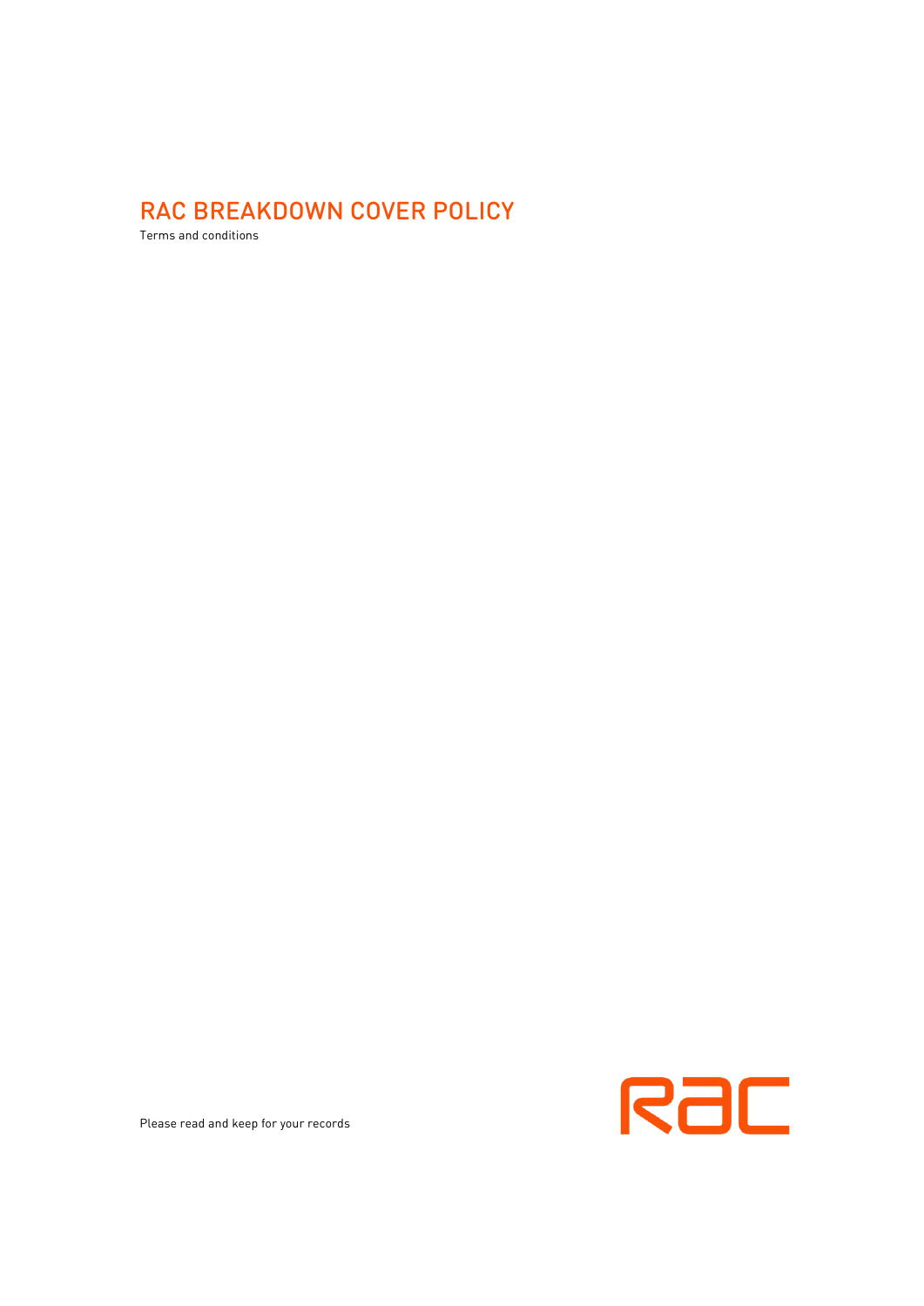# RAC BREAKDOWN COVER POLICY

Terms and conditions

Please read and keep for your records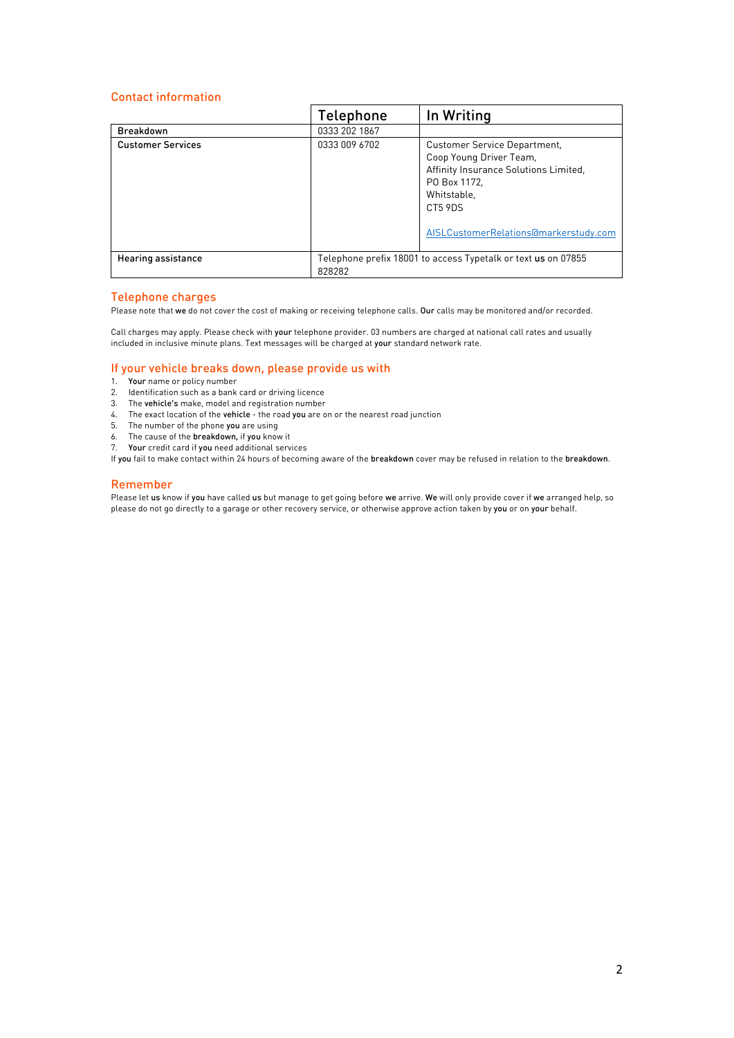## Contact information

| | Telephone | In Writing |
|---|---|---|
| **Breakdown** | 0333 202 1867 | |
| **Customer Services** | 0333 009 6702 | Customer Service Department,<br>Coop Young Driver Team,<br>Affinity Insurance Solutions Limited,<br>PO Box 1172,<br>Whitstable,<br>CT5 9DS<br><br>AISLCustomerRelations@markerstudy.com |
| **Hearing assistance** | Telephone prefix 18001 to access Typetalk or text **us** on 07855 828282 | |

## Telephone charges

Please note that **we** do not cover the cost of making or receiving telephone calls. **Our** calls may be monitored and/or recorded.

Call charges may apply. Please check with **your** telephone provider. 03 numbers are charged at national call rates and usually included in inclusive minute plans. Text messages will be charged at **your** standard network rate.

## If your vehicle breaks down, please provide us with

1. **Your** name or policy number
2. Identification such as a bank card or driving licence
3. The **vehicle's** make, model and registration number
4. The exact location of the **vehicle** - the road **you** are on or the nearest road junction
5. The number of the phone **you** are using
6. The cause of the **breakdown,** if **you** know it
7. **Your** credit card if **you** need additional services

If **you** fail to make contact within 24 hours of becoming aware of the **breakdown** cover may be refused in relation to the **breakdown**.

## Remember

Please let **us** know if **you** have called **us** but manage to get going before **we** arrive. **We** will only provide cover if **we** arranged help, so please do not go directly to a garage or other recovery service, or otherwise approve action taken by **you** or on **your** behalf.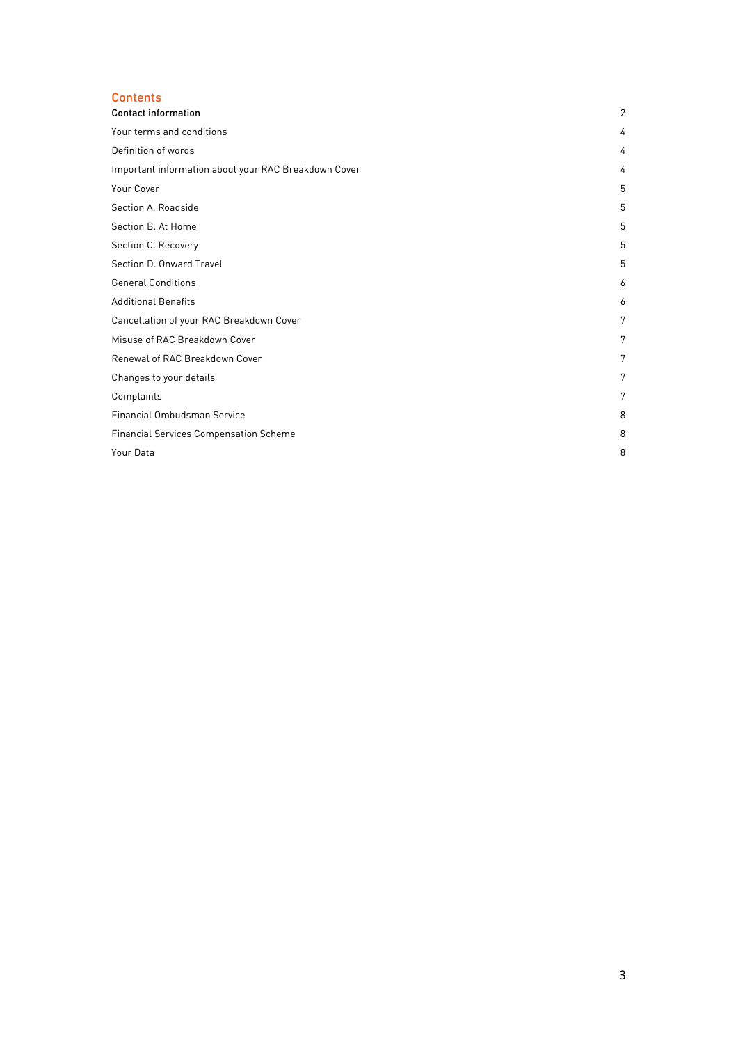## Contents

| | |
|---|---|
| **Contact information** | 2 |
| Your terms and conditions | 4 |
| Definition of words | 4 |
| Important information about your RAC Breakdown Cover | 4 |
| Your Cover | 5 |
| Section A. Roadside | 5 |
| Section B. At Home | 5 |
| Section C. Recovery | 5 |
| Section D. Onward Travel | 5 |
| General Conditions | 6 |
| Additional Benefits | 6 |
| Cancellation of your RAC Breakdown Cover | 7 |
| Misuse of RAC Breakdown Cover | 7 |
| Renewal of RAC Breakdown Cover | 7 |
| Changes to your details | 7 |
| Complaints | 7 |
| Financial Ombudsman Service | 8 |
| Financial Services Compensation Scheme | 8 |
| Your Data | 8 |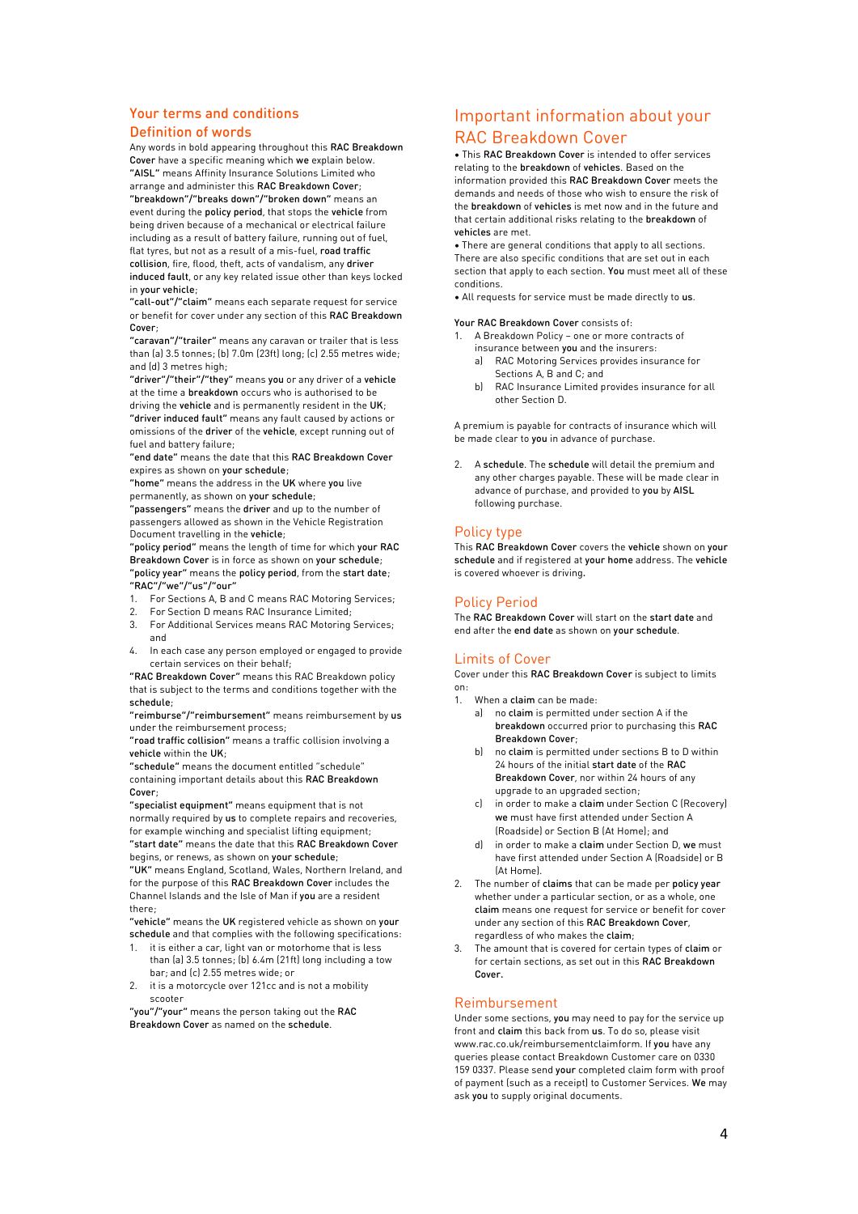## Your terms and conditions

### Definition of words

Any words in bold appearing throughout this **RAC Breakdown Cover** have a specific meaning which **we** explain below.

**"AISL"** means Affinity Insurance Solutions Limited who arrange and administer this **RAC Breakdown Cover**;

**"breakdown"/"breaks down"/"broken down"** means an event during the **policy period**, that stops the **vehicle** from being driven because of a mechanical or electrical failure including as a result of battery failure, running out of fuel, flat tyres, but not as a result of a mis-fuel, **road traffic collision**, fire, flood, theft, acts of vandalism, any **driver induced fault**, or any key related issue other than keys locked in **your vehicle**;

**"call-out"/"claim"** means each separate request for service or benefit for cover under any section of this **RAC Breakdown Cover**;

**"caravan"/"trailer"** means any caravan or trailer that is less than (a) 3.5 tonnes; (b) 7.0m (23ft) long; (c) 2.55 metres wide; and (d) 3 metres high;

**"driver"/"their"/"they"** means **you** or any driver of a **vehicle** at the time a **breakdown** occurs who is authorised to be driving the **vehicle** and is permanently resident in the **UK**;

**"driver induced fault"** means any fault caused by actions or omissions of the **driver** of the **vehicle**, except running out of fuel and battery failure;

**"end date"** means the date that this **RAC Breakdown Cover** expires as shown on **your schedule**;

**"home"** means the address in the **UK** where **you** live permanently, as shown on **your schedule**;

**"passengers"** means the **driver** and up to the number of passengers allowed as shown in the Vehicle Registration Document travelling in the **vehicle**;

**"policy period"** means the length of time for which **your RAC Breakdown Cover** is in force as shown on **your schedule**;

**"policy year"** means the **policy period**, from the **start date**;

**"RAC"/"we"/"us"/"our"**

1. For Sections A, B and C means RAC Motoring Services;
2. For Section D means RAC Insurance Limited;
3. For Additional Services means RAC Motoring Services; and
4. In each case any person employed or engaged to provide certain services on their behalf;

**"RAC Breakdown Cover"** means this RAC Breakdown policy that is subject to the terms and conditions together with the **schedule**;

**"reimburse"/"reimbursement"** means reimbursement by **us** under the reimbursement process;

**"road traffic collision"** means a traffic collision involving a **vehicle** within the **UK**;

**"schedule"** means the document entitled "schedule" containing important details about this **RAC Breakdown Cover**;

**"specialist equipment"** means equipment that is not normally required by **us** to complete repairs and recoveries, for example winching and specialist lifting equipment;

**"start date"** means the date that this **RAC Breakdown Cover** begins, or renews, as shown on **your schedule**;

**"UK"** means England, Scotland, Wales, Northern Ireland, and for the purpose of this **RAC Breakdown Cover** includes the Channel Islands and the Isle of Man if **you** are a resident there;

**"vehicle"** means the **UK** registered vehicle as shown on **your schedule** and that complies with the following specifications:

1. it is either a car, light van or motorhome that is less than (a) 3.5 tonnes; (b) 6.4m (21ft) long including a tow bar; and (c) 2.55 metres wide; or
2. it is a motorcycle over 121cc and is not a mobility scooter

**"you"/"your"** means the person taking out the **RAC Breakdown Cover** as named on the **schedule**.

## Important information about your RAC Breakdown Cover

- This **RAC Breakdown Cover** is intended to offer services relating to the **breakdown** of **vehicles**. Based on the information provided this **RAC Breakdown Cover** meets the demands and needs of those who wish to ensure the risk of the **breakdown** of **vehicles** is met now and in the future and that certain additional risks relating to the **breakdown** of **vehicles** are met.
- There are general conditions that apply to all sections. There are also specific conditions that are set out in each section that apply to each section. **You** must meet all of these conditions.
- All requests for service must be made directly to **us**.

**Your RAC Breakdown Cover** consists of:

1. A Breakdown Policy – one or more contracts of insurance between **you** and the insurers:
   a) RAC Motoring Services provides insurance for Sections A, B and C; and
   b) RAC Insurance Limited provides insurance for all other Section D.

A premium is payable for contracts of insurance which will be made clear to **you** in advance of purchase.

2. A **schedule**. The **schedule** will detail the premium and any other charges payable. These will be made clear in advance of purchase, and provided to **you** by **AISL** following purchase.

### Policy type

This **RAC Breakdown Cover** covers the **vehicle** shown on **your schedule** and if registered at **your home** address. The **vehicle** is covered whoever is driving.

### Policy Period

The **RAC Breakdown Cover** will start on the **start date** and end after the **end date** as shown on **your schedule**.

### Limits of Cover

Cover under this **RAC Breakdown Cover** is subject to limits on:

1. When a **claim** can be made:
   a) no **claim** is permitted under section A if the **breakdown** occurred prior to purchasing this **RAC Breakdown Cover**;
   b) no **claim** is permitted under sections B to D within 24 hours of the initial **start date** of the **RAC Breakdown Cover**, nor within 24 hours of any upgrade to an upgraded section;
   c) in order to make a **claim** under Section C (Recovery) **we** must have first attended under Section A (Roadside) or Section B (At Home); and
   d) in order to make a **claim** under Section D, **we** must have first attended under Section A (Roadside) or B (At Home).
2. The number of **claims** that can be made per **policy year** whether under a particular section, or as a whole, one **claim** means one request for service or benefit for cover under any section of this **RAC Breakdown Cover**, regardless of who makes the **claim**;
3. The amount that is covered for certain types of **claim** or for certain sections, as set out in this **RAC Breakdown Cover**.

### Reimbursement

Under some sections, **you** may need to pay for the service up front and **claim** this back from **us**. To do so, please visit www.rac.co.uk/reimbursementclaimform. If **you** have any queries please contact Breakdown Customer care on 0330 159 0337. Please send **your** completed claim form with proof of payment (such as a receipt) to Customer Services. **We** may ask **you** to supply original documents.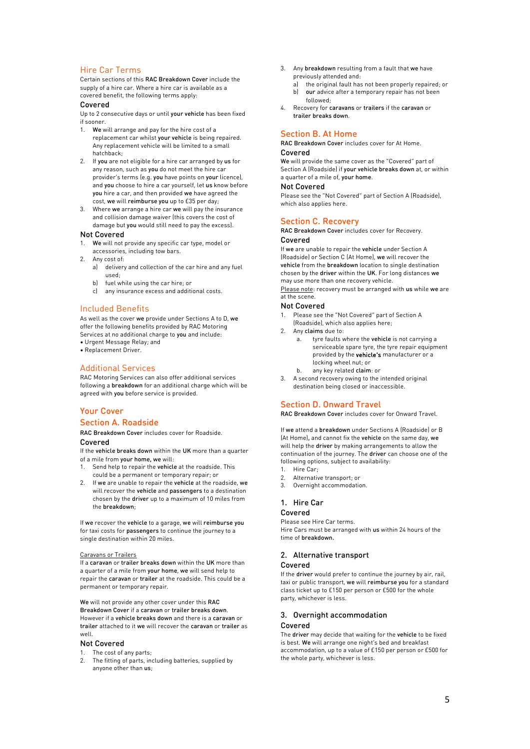## Hire Car Terms

Certain sections of this **RAC Breakdown Cover** include the supply of a hire car. Where a hire car is available as a covered benefit, the following terms apply:

### Covered

Up to 2 consecutive days or until **your vehicle** has been fixed if sooner.

1. **We** will arrange and pay for the hire cost of a replacement car whilst **your vehicle** is being repaired. Any replacement vehicle will be limited to a small hatchback;
2. If **you** are not eligible for a hire car arranged by **us** for any reason, such as **you** do not meet the hire car provider's terms (e.g. **you** have points on **your** licence), and **you** choose to hire a car yourself, let **us** know before **you** hire a car, and then provided **we** have agreed the cost, **we** will **reimburse you** up to £35 per day;
3. Where **we** arrange a hire car **we** will pay the insurance and collision damage waiver (this covers the cost of damage but **you** would still need to pay the excess).

### Not Covered

1. **We** will not provide any specific car type, model or accessories, including tow bars.
2. Any cost of:
   a) delivery and collection of the car hire and any fuel used;
   b) fuel while using the car hire; or
   c) any insurance excess and additional costs.

## Included Benefits

As well as the cover **we** provide under Sections A to D, **we** offer the following benefits provided by RAC Motoring Services at no additional charge to **you** and include:

- Urgent Message Relay; and
- Replacement Driver.

## Additional Services

RAC Motoring Services can also offer additional services following a **breakdown** for an additional charge which will be agreed with **you** before service is provided.

## Your Cover

## Section A. Roadside

**RAC Breakdown Cover** includes cover for Roadside.

### Covered

If the **vehicle breaks down** within the **UK** more than a quarter of a mile from **your home, we** will:

1. Send help to repair the **vehicle** at the roadside. This could be a permanent or temporary repair; or
2. If **we** are unable to repair the **vehicle** at the roadside, **we** will recover the **vehicle** and **passengers** to a destination chosen by the **driver** up to a maximum of 10 miles from the **breakdown**;

If **we** recover the **vehicle** to a garage, **we** will **reimburse you** for taxi costs for **passengers** to continue the journey to a single destination within 20 miles.

Caravans or Trailers

If a **caravan** or **trailer breaks down** within the **UK** more than a quarter of a mile from **your home**, **we** will send help to repair the **caravan** or **trailer** at the roadside. This could be a permanent or temporary repair.

**We** will not provide any other cover under this **RAC Breakdown Cover** if a **caravan** or **trailer breaks down**. However if a **vehicle breaks down** and there is a **caravan** or **trailer** attached to it **we** will recover the **caravan** or **trailer** as well.

### Not Covered

1. The cost of any parts;
2. The fitting of parts, including batteries, supplied by anyone other than **us**;
3. Any **breakdown** resulting from a fault that **we** have previously attended and:
   a) the original fault has not been properly repaired; or
   b) **our** advice after a temporary repair has not been followed;
4. Recovery for **caravans** or **trailers** if the **caravan** or **trailer breaks down**.

## Section B. At Home

**RAC Breakdown Cover** includes cover for At Home.

### Covered

**We** will provide the same cover as the "Covered" part of Section A (Roadside) if **your vehicle breaks down** at, or within a quarter of a mile of, **your home**.

### Not Covered

Please see the "Not Covered" part of Section A (Roadside), which also applies here.

## Section C. Recovery

**RAC Breakdown Cover** includes cover for Recovery.

### Covered

If **we** are unable to repair the **vehicle** under Section A (Roadside) or Section C (At Home), **we** will recover the **vehicle** from the **breakdown** location to single destination chosen by the **driver** within the UK. For long distances **we** may use more than one recovery vehicle.

Please note: recovery must be arranged with **us** while **we** are at the scene.

### Not Covered

1. Please see the "Not Covered" part of Section A (Roadside), which also applies here;
2. Any **claims** due to:
   a. tyre faults where the **vehicle** is not carrying a serviceable spare tyre, the tyre repair equipment provided by the **vehicle's** manufacturer or a locking wheel nut; or
   b. any key related **claim**: or
3. A second recovery owing to the intended original destination being closed or inaccessible.

## Section D. Onward Travel

**RAC Breakdown Cover** includes cover for Onward Travel.

If **we** attend a **breakdown** under Sections A (Roadside) or B (At Home)**,** and cannot fix the **vehicle** on the same day, **we** will help the **driver** by making arrangements to allow the continuation of the journey. The **driver** can choose one of the following options, subject to availability:

1. Hire Car;
2. Alternative transport; or
3. Overnight accommodation.

### 1. Hire Car

### Covered

Please see Hire Car terms.

Hire Cars must be arranged with **us** within 24 hours of the time of **breakdown.**

### 2. Alternative transport

### Covered

If the **driver** would prefer to continue the journey by air, rail, taxi or public transport, **we** will **reimburse you** for a standard class ticket up to £150 per person or £500 for the whole party, whichever is less.

### 3. Overnight accommodation

### Covered

The **driver** may decide that waiting for the **vehicle** to be fixed is best. **We** will arrange one night's bed and breakfast accommodation, up to a value of £150 per person or £500 for the whole party, whichever is less.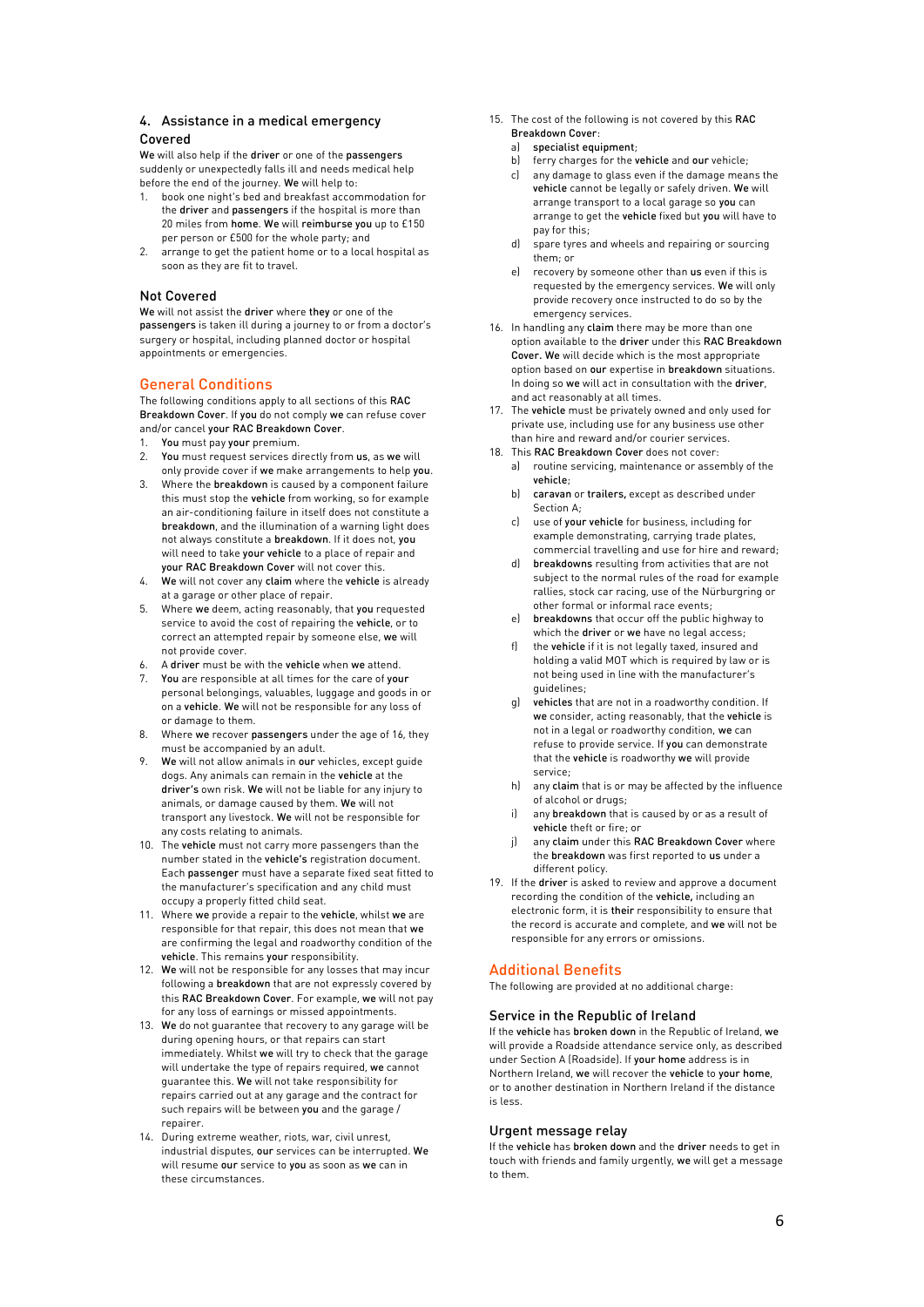## 4. Assistance in a medical emergency

### Covered

**We** will also help if the **driver** or one of the **passengers** suddenly or unexpectedly falls ill and needs medical help before the end of the journey. **We** will help to:

1. book one night's bed and breakfast accommodation for the **driver** and **passengers** if the hospital is more than 20 miles from **home**. **We** will **reimburse you** up to £150 per person or £500 for the whole party; and
2. arrange to get the patient home or to a local hospital as soon as they are fit to travel.

### Not Covered

**We** will not assist the **driver** where **they** or one of the **passengers** is taken ill during a journey to or from a doctor's surgery or hospital, including planned doctor or hospital appointments or emergencies.

## General Conditions

The following conditions apply to all sections of this **RAC Breakdown Cover**. If **you** do not comply **we** can refuse cover and/or cancel **your RAC Breakdown Cover**.

1. **You** must pay **your** premium.
2. **You** must request services directly from **us**, as **we** will only provide cover if **we** make arrangements to help **you**.
3. Where the **breakdown** is caused by a component failure this must stop the **vehicle** from working, so for example an air-conditioning failure in itself does not constitute a **breakdown**, and the illumination of a warning light does not always constitute a **breakdown**. If it does not, **you** will need to take **your vehicle** to a place of repair and **your RAC Breakdown Cover** will not cover this.
4. **We** will not cover any **claim** where the **vehicle** is already at a garage or other place of repair.
5. Where **we** deem, acting reasonably, that **you** requested service to avoid the cost of repairing the **vehicle**, or to correct an attempted repair by someone else, **we** will not provide cover.
6. A **driver** must be with the **vehicle** when **we** attend.
7. **You** are responsible at all times for the care of **your** personal belongings, valuables, luggage and goods in or on a **vehicle**. **We** will not be responsible for any loss of or damage to them.
8. Where **we** recover **passengers** under the age of 16, they must be accompanied by an adult.
9. **We** will not allow animals in **our** vehicles, except guide dogs. Any animals can remain in the **vehicle** at the **driver's** own risk. **We** will not be liable for any injury to animals, or damage caused by them. **We** will not transport any livestock. **We** will not be responsible for any costs relating to animals.
10. The **vehicle** must not carry more passengers than the number stated in the **vehicle's** registration document. Each **passenger** must have a separate fixed seat fitted to the manufacturer's specification and any child must occupy a properly fitted child seat.
11. Where **we** provide a repair to the **vehicle**, whilst **we** are responsible for that repair, this does not mean that **we** are confirming the legal and roadworthy condition of the **vehicle**. This remains **your** responsibility.
12. **We** will not be responsible for any losses that may incur following a **breakdown** that are not expressly covered by this **RAC Breakdown Cover**. For example, **we** will not pay for any loss of earnings or missed appointments.
13. **We** do not guarantee that recovery to any garage will be during opening hours, or that repairs can start immediately. Whilst **we** will try to check that the garage will undertake the type of repairs required, **we** cannot guarantee this. **We** will not take responsibility for repairs carried out at any garage and the contract for such repairs will be between **you** and the garage / repairer.
14. During extreme weather, riots, war, civil unrest, industrial disputes, **our** services can be interrupted. **We** will resume **our** service to **you** as soon as **we** can in these circumstances.
15. The cost of the following is not covered by this **RAC Breakdown Cover**:
    a) **specialist equipment**;
    b) ferry charges for the **vehicle** and **our** vehicle;
    c) any damage to glass even if the damage means the **vehicle** cannot be legally or safely driven. **We** will arrange transport to a local garage so **you** can arrange to get the **vehicle** fixed but **you** will have to pay for this;
    d) spare tyres and wheels and repairing or sourcing them; or
    e) recovery by someone other than **us** even if this is requested by the emergency services. **We** will only provide recovery once instructed to do so by the emergency services.
16. In handling any **claim** there may be more than one option available to the **driver** under this **RAC Breakdown Cover. We** will decide which is the most appropriate option based on **our** expertise in **breakdown** situations. In doing so **we** will act in consultation with the **driver**, and act reasonably at all times.
17. The **vehicle** must be privately owned and only used for private use, including use for any business use other than hire and reward and/or courier services.
18. This **RAC Breakdown Cover** does not cover:
    a) routine servicing, maintenance or assembly of the **vehicle**;
    b) **caravan** or **trailers,** except as described under Section A;
    c) use of **your vehicle** for business, including for example demonstrating, carrying trade plates, commercial travelling and use for hire and reward;
    d) **breakdowns** resulting from activities that are not subject to the normal rules of the road for example rallies, stock car racing, use of the Nürburgring or other formal or informal race events;
    e) **breakdowns** that occur off the public highway to which the **driver** or **we** have no legal access;
    f) the **vehicle** if it is not legally taxed, insured and holding a valid MOT which is required by law or is not being used in line with the manufacturer's guidelines;
    g) **vehicles** that are not in a roadworthy condition. If **we** consider, acting reasonably, that the **vehicle** is not in a legal or roadworthy condition, **we** can refuse to provide service. If **you** can demonstrate that the **vehicle** is roadworthy **we** will provide service;
    h) any **claim** that is or may be affected by the influence of alcohol or drugs;
    i) any **breakdown** that is caused by or as a result of **vehicle** theft or fire; or
    j) any **claim** under this **RAC Breakdown Cover** where the **breakdown** was first reported to **us** under a different policy.
19. If the **driver** is asked to review and approve a document recording the condition of the **vehicle,** including an electronic form, it is **their** responsibility to ensure that the record is accurate and complete, and **we** will not be responsible for any errors or omissions.

## Additional Benefits

The following are provided at no additional charge:

### Service in the Republic of Ireland

If the **vehicle** has **broken down** in the Republic of Ireland, **we** will provide a Roadside attendance service only, as described under Section A (Roadside). If **your home** address is in Northern Ireland, **we** will recover the **vehicle** to **your home**, or to another destination in Northern Ireland if the distance is less.

### Urgent message relay

If the **vehicle** has **broken down** and the **driver** needs to get in touch with friends and family urgently, **we** will get a message to them.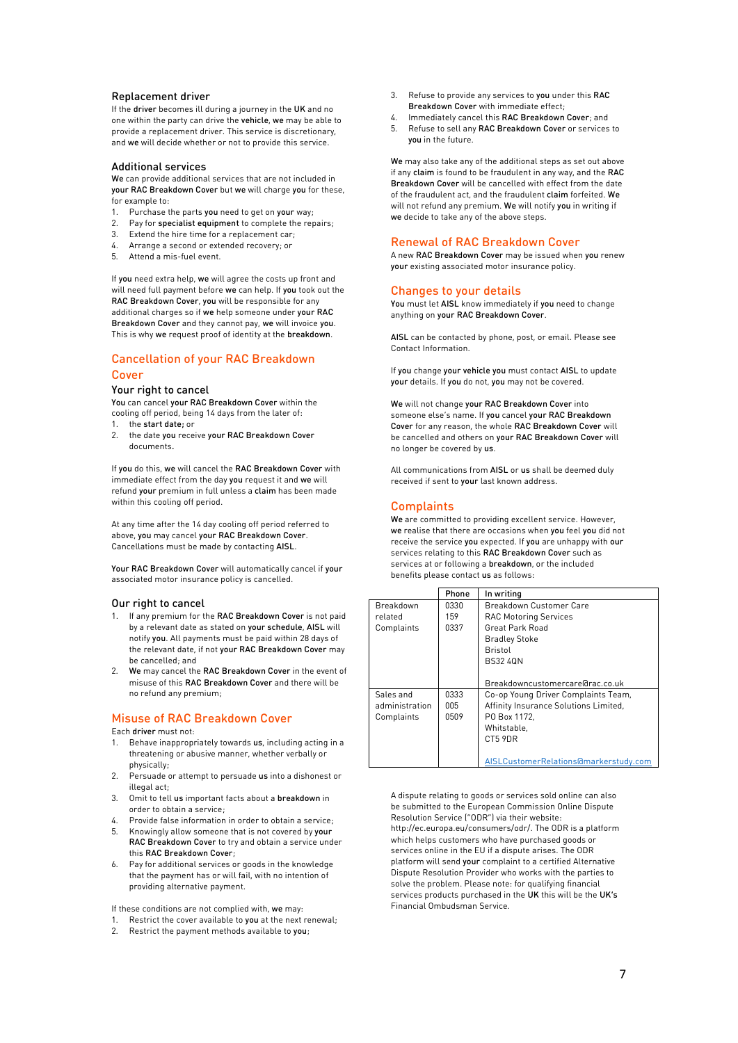### Replacement driver

If the **driver** becomes ill during a journey in the **UK** and no one within the party can drive the **vehicle**, **we** may be able to provide a replacement driver. This service is discretionary, and **we** will decide whether or not to provide this service.

### Additional services

**We** can provide additional services that are not included in **your RAC Breakdown Cover** but **we** will charge **you** for these, for example to:

1. Purchase the parts **you** need to get on **your** way;
2. Pay for **specialist equipment** to complete the repairs;
3. Extend the hire time for a replacement car;
4. Arrange a second or extended recovery; or
5. Attend a mis-fuel event.

If **you** need extra help, **we** will agree the costs up front and will need full payment before **we** can help. If **you** took out the **RAC Breakdown Cover**, **you** will be responsible for any additional charges so if **we** help someone under **your RAC Breakdown Cover** and they cannot pay, **we** will invoice **you**. This is why **we** request proof of identity at the **breakdown**.

## Cancellation of your RAC Breakdown Cover

### Your right to cancel

**You** can cancel **your RAC Breakdown Cover** within the cooling off period, being 14 days from the later of:

1. the **start date**; or
2. the date **you** receive **your RAC Breakdown Cover** documents.

If **you** do this, **we** will cancel the **RAC Breakdown Cover** with immediate effect from the day **you** request it and **we** will refund **your** premium in full unless a **claim** has been made within this cooling off period.

At any time after the 14 day cooling off period referred to above, **you** may cancel **your RAC Breakdown Cover**. Cancellations must be made by contacting **AISL**.

**Your RAC Breakdown Cover** will automatically cancel if **your** associated motor insurance policy is cancelled.

### Our right to cancel

1. If any premium for the **RAC Breakdown Cover** is not paid by a relevant date as stated on **your schedule**, **AISL** will notify **you**. All payments must be paid within 28 days of the relevant date, if not **your RAC Breakdown Cover** may be cancelled; and
2. **We** may cancel the **RAC Breakdown Cover** in the event of misuse of this **RAC Breakdown Cover** and there will be no refund any premium;

## Misuse of RAC Breakdown Cover

Each **driver** must not:

1. Behave inappropriately towards **us**, including acting in a threatening or abusive manner, whether verbally or physically;
2. Persuade or attempt to persuade **us** into a dishonest or illegal act;
3. Omit to tell **us** important facts about a **breakdown** in order to obtain a service;
4. Provide false information in order to obtain a service;
5. Knowingly allow someone that is not covered by **your RAC Breakdown Cover** to try and obtain a service under this **RAC Breakdown Cover**;
6. Pay for additional services or goods in the knowledge that the payment has or will fail, with no intention of providing alternative payment.

If these conditions are not complied with, **we** may:

1. Restrict the cover available to **you** at the next renewal;
2. Restrict the payment methods available to **you**;
3. Refuse to provide any services to **you** under this **RAC Breakdown Cover** with immediate effect;
4. Immediately cancel this **RAC Breakdown Cover**; and
5. Refuse to sell any **RAC Breakdown Cover** or services to **you** in the future.

**We** may also take any of the additional steps as set out above if any **claim** is found to be fraudulent in any way, and the **RAC Breakdown Cover** will be cancelled with effect from the date of the fraudulent act, and the fraudulent **claim** forfeited. **We** will not refund any premium. **We** will notify **you** in writing if **we** decide to take any of the above steps.

## Renewal of RAC Breakdown Cover

A new **RAC Breakdown Cover** may be issued when **you** renew **your** existing associated motor insurance policy.

## Changes to your details

**You** must let **AISL** know immediately if **you** need to change anything on **your RAC Breakdown Cover**.

**AISL** can be contacted by phone, post, or email. Please see Contact Information.

If **you** change **your vehicle you** must contact **AISL** to update **your** details. If **you** do not, **you** may not be covered.

**We** will not change **your RAC Breakdown Cover** into someone else's name. If **you** cancel **your RAC Breakdown Cover** for any reason, the whole **RAC Breakdown Cover** will be cancelled and others on **your RAC Breakdown Cover** will no longer be covered by **us**.

All communications from **AISL** or **us** shall be deemed duly received if sent to **your** last known address.

## Complaints

**We** are committed to providing excellent service. However, **we** realise that there are occasions when **you** feel **you** did not receive the service **you** expected. If **you** are unhappy with **our** services relating to this **RAC Breakdown Cover** such as services at or following a **breakdown**, or the included benefits please contact **us** as follows:

| | Phone | In writing |
|---|---|---|
| Breakdown related Complaints | 0330 159 0337 | Breakdown Customer Care<br>RAC Motoring Services<br>Great Park Road<br>Bradley Stoke<br>Bristol<br>BS32 4QN<br><br>Breakdowncustomercare@rac.co.uk |
| Sales and administration Complaints | 0333 005 0509 | Co-op Young Driver Complaints Team,<br>Affinity Insurance Solutions Limited,<br>PO Box 1172,<br>Whitstable,<br>CT5 9DR<br><br>AISLCustomerRelations@markerstudy.com |

A dispute relating to goods or services sold online can also be submitted to the European Commission Online Dispute Resolution Service ("ODR") via their website: http://ec.europa.eu/consumers/odr/. The ODR is a platform which helps customers who have purchased goods or services online in the EU if a dispute arises. The ODR platform will send **your** complaint to a certified Alternative Dispute Resolution Provider who works with the parties to solve the problem. Please note: for qualifying financial services products purchased in the **UK** this will be the **UK's** Financial Ombudsman Service.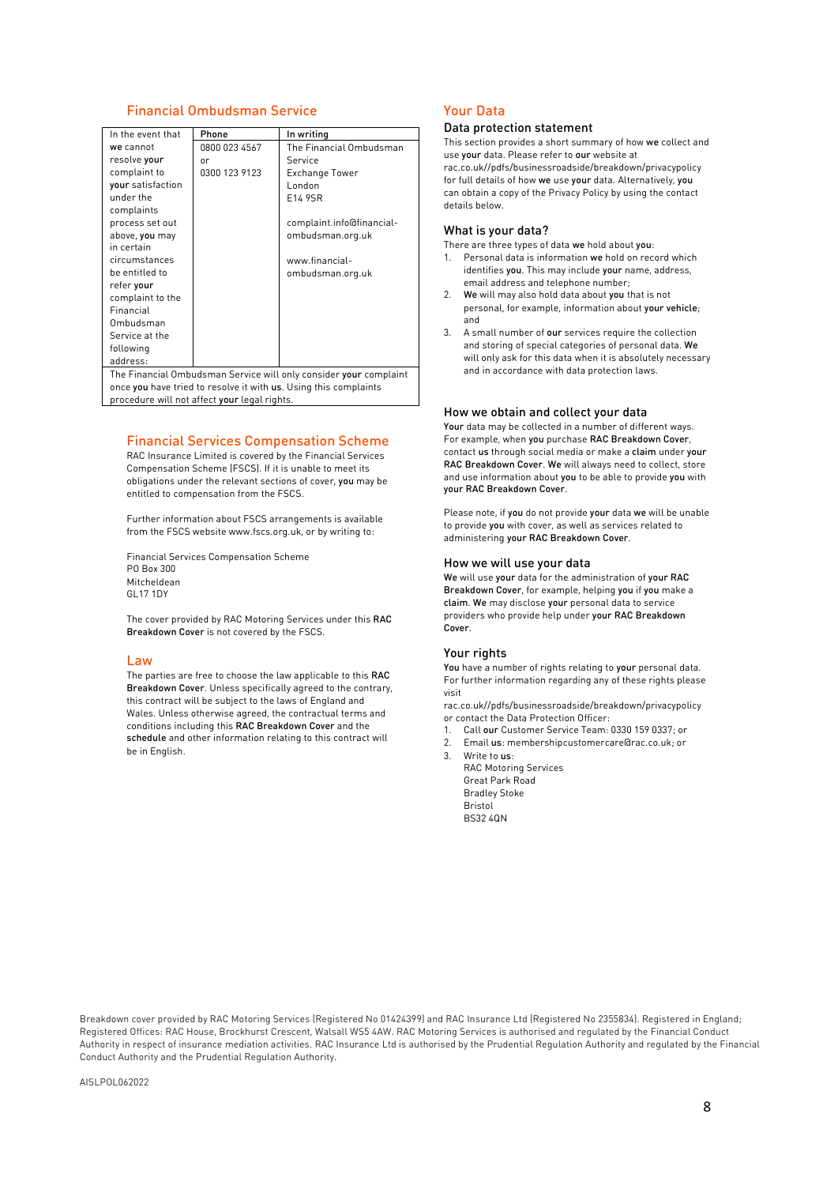## Financial Ombudsman Service

| In the event that | Phone | In writing |
|---|---|---|
| we cannot resolve your complaint to your satisfaction under the complaints process set out above, you may in certain circumstances be entitled to refer your complaint to the Financial Ombudsman Service at the following address: | 0800 023 4567 or 0300 123 9123 | The Financial Ombudsman Service Exchange Tower London E14 9SR<br><br>complaint.info@financial-ombudsman.org.uk<br><br>www.financial-ombudsman.org.uk |
| The Financial Ombudsman Service will only consider your complaint once you have tried to resolve it with us. Using this complaints procedure will not affect your legal rights. | | |

## Financial Services Compensation Scheme

RAC Insurance Limited is covered by the Financial Services Compensation Scheme (FSCS). If it is unable to meet its obligations under the relevant sections of cover, you may be entitled to compensation from the FSCS.

Further information about FSCS arrangements is available from the FSCS website www.fscs.org.uk, or by writing to:

Financial Services Compensation Scheme
PO Box 300
Mitcheldean
GL17 1DY

The cover provided by RAC Motoring Services under this RAC Breakdown Cover is not covered by the FSCS.

## Law

The parties are free to choose the law applicable to this RAC Breakdown Cover. Unless specifically agreed to the contrary, this contract will be subject to the laws of England and Wales. Unless otherwise agreed, the contractual terms and conditions including this RAC Breakdown Cover and the schedule and other information relating to this contract will be in English.

## Your Data

### Data protection statement

This section provides a short summary of how we collect and use your data. Please refer to our website at rac.co.uk//pdfs/businessroadside/breakdown/privacypolicy for full details of how we use your data. Alternatively, you can obtain a copy of the Privacy Policy by using the contact details below.

### What is your data?

There are three types of data we hold about you:

1. Personal data is information we hold on record which identifies you. This may include your name, address, email address and telephone number;
2. We will may also hold data about you that is not personal, for example, information about your vehicle; and
3. A small number of our services require the collection and storing of special categories of personal data. We will only ask for this data when it is absolutely necessary and in accordance with data protection laws.

### How we obtain and collect your data

Your data may be collected in a number of different ways. For example, when you purchase RAC Breakdown Cover, contact us through social media or make a claim under your RAC Breakdown Cover. We will always need to collect, store and use information about you to be able to provide you with your RAC Breakdown Cover.

Please note, if you do not provide your data we will be unable to provide you with cover, as well as services related to administering your RAC Breakdown Cover.

### How we will use your data

We will use your data for the administration of your RAC Breakdown Cover, for example, helping you if you make a claim. We may disclose your personal data to service providers who provide help under your RAC Breakdown Cover.

### Your rights

You have a number of rights relating to your personal data. For further information regarding any of these rights please visit rac.co.uk//pdfs/businessroadside/breakdown/privacypolicy or contact the Data Protection Officer:

1. Call our Customer Service Team: 0330 159 0337; or
2. Email us: membershipcustomercare@rac.co.uk; or
3. Write to us:
   RAC Motoring Services
   Great Park Road
   Bradley Stoke
   Bristol
   BS32 4QN

Breakdown cover provided by RAC Motoring Services (Registered No 01424399) and RAC Insurance Ltd (Registered No 2355834). Registered in England; Registered Offices: RAC House, Brockhurst Crescent, Walsall WS5 4AW. RAC Motoring Services is authorised and regulated by the Financial Conduct Authority in respect of insurance mediation activities. RAC Insurance Ltd is authorised by the Prudential Regulation Authority and regulated by the Financial Conduct Authority and the Prudential Regulation Authority.

AISLPOL062022